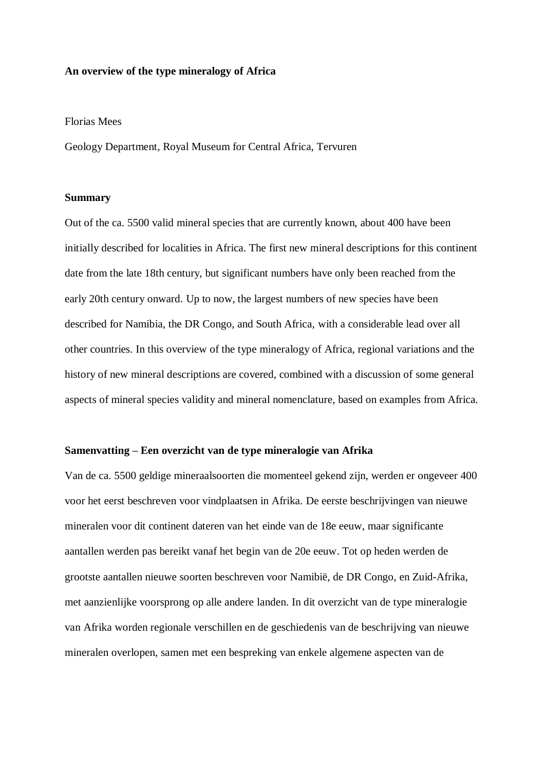# An overview of the type mineralogy of Africa

Florias Mees

Geology Department, Royal Museum for Central Africa, Tervuren

## Summary

Out of the ca. 5500 valid mineral species that are currently known, about 400 have been initially described for localities in Africa. The first new mineral descriptions for this continent date from the late 18th century, but significant numbers have only been reached from the early 20th century onward. Up to now, the largest numbers of new species have been described for Namibia, the DR Congo, and South Africa, with a considerable lead over all other countries. In this overview of the type mineralogy of Africa, regional variations and the history of new mineral descriptions are covered, combined with a discussion of some general aspects of mineral species validity and mineral nomenclature, based on examples from Africa.

## Samenvatting – Een overzicht van de type mineralogie van Afrika

Van de ca. 5500 geldige mineraalsoorten die momenteel gekend zijn, werden er ongeveer 400 voor het eerst beschreven voor vindplaatsen in Afrika. De eerste beschrijvingen van nieuwe mineralen voor dit continent dateren van het einde van de 18e eeuw, maar significante aantallen werden pas bereikt vanaf het begin van de 20e eeuw. Tot op heden werden de grootste aantallen nieuwe soorten beschreven voor Namibië, de DR Congo, en Zuid-Afrika, met aanzienlijke voorsprong op alle andere landen. In dit overzicht van de type mineralogie van Afrika worden regionale verschillen en de geschiedenis van de beschrijving van nieuwe mineralen overlopen, samen met een bespreking van enkele algemene aspecten van de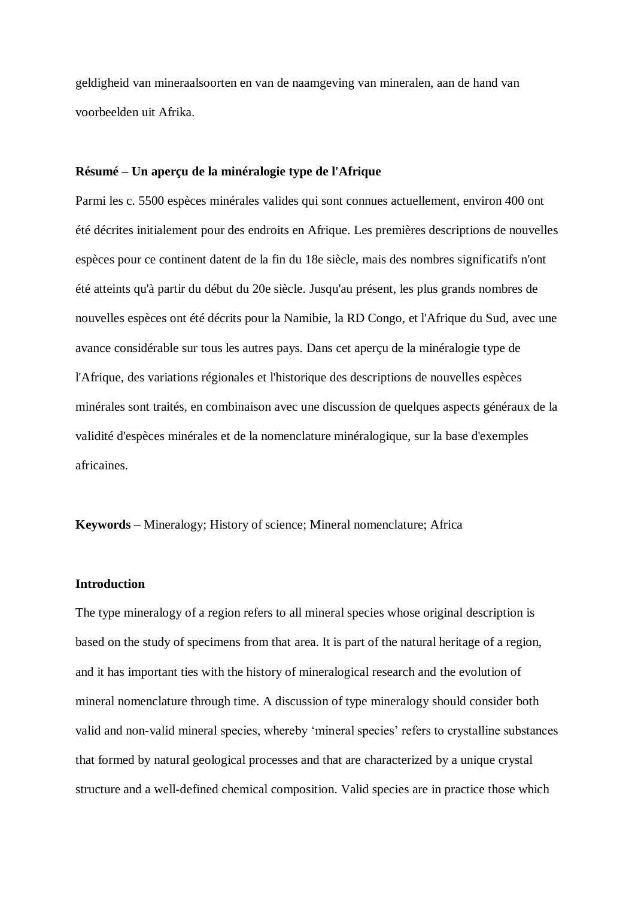geldigheid van mineraalsoorten en van de naamgeving van mineralen, aan de hand van voorbeelden uit Afrika.

**Résumé – Un aperçu de la minéralogie type de l'Afrique**

Parmi les c. 5500 espèces minérales valides qui sont connues actuellement, environ 400 ont été décrites initialement pour des endroits en Afrique. Les premières descriptions de nouvelles espèces pour ce continent datent de la fin du 18e siècle, mais des nombres significatifs n'ont été atteints qu'à partir du début du 20e siècle. Jusqu'au présent, les plus grands nombres de nouvelles espèces ont été décrits pour la Namibie, la RD Congo, et l'Afrique du Sud, avec une avance considérable sur tous les autres pays. Dans cet aperçu de la minéralogie type de l'Afrique, des variations régionales et l'historique des descriptions de nouvelles espèces minérales sont traités, en combinaison avec une discussion de quelques aspects généraux de la validité d'espèces minérales et de la nomenclature minéralogique, sur la base d'exemples africaines.

**Keywords** – Mineralogy; History of science; Mineral nomenclature; Africa

## Introduction

The type mineralogy of a region refers to all mineral species whose original description is based on the study of specimens from that area. It is part of the natural heritage of a region, and it has important ties with the history of mineralogical research and the evolution of mineral nomenclature through time. A discussion of type mineralogy should consider both valid and non-valid mineral species, whereby 'mineral species' refers to crystalline substances that formed by natural geological processes and that are characterized by a unique crystal structure and a well-defined chemical composition. Valid species are in practice those which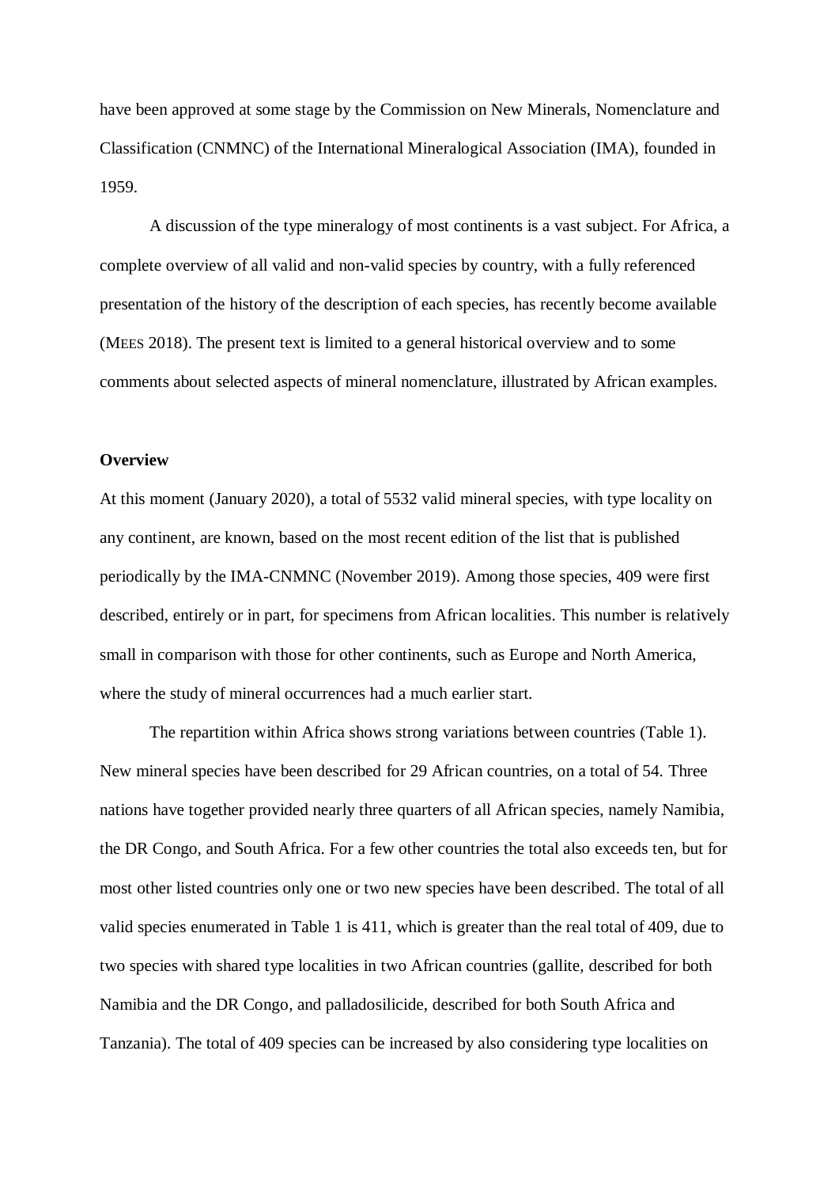have been approved at some stage by the Commission on New Minerals, Nomenclature and Classification (CNMNC) of the International Mineralogical Association (IMA), founded in 1959.

A discussion of the type mineralogy of most continents is a vast subject. For Africa, a complete overview of all valid and non-valid species by country, with a fully referenced presentation of the history of the description of each species, has recently become available (MEES 2018). The present text is limited to a general historical overview and to some comments about selected aspects of mineral nomenclature, illustrated by African examples.

**Overview**

At this moment (January 2020), a total of 5532 valid mineral species, with type locality on any continent, are known, based on the most recent edition of the list that is published periodically by the IMA-CNMNC (November 2019). Among those species, 409 were first described, entirely or in part, for specimens from African localities. This number is relatively small in comparison with those for other continents, such as Europe and North America, where the study of mineral occurrences had a much earlier start.

The repartition within Africa shows strong variations between countries (Table 1). New mineral species have been described for 29 African countries, on a total of 54. Three nations have together provided nearly three quarters of all African species, namely Namibia, the DR Congo, and South Africa. For a few other countries the total also exceeds ten, but for most other listed countries only one or two new species have been described. The total of all valid species enumerated in Table 1 is 411, which is greater than the real total of 409, due to two species with shared type localities in two African countries (gallite, described for both Namibia and the DR Congo, and palladosilicide, described for both South Africa and Tanzania). The total of 409 species can be increased by also considering type localities on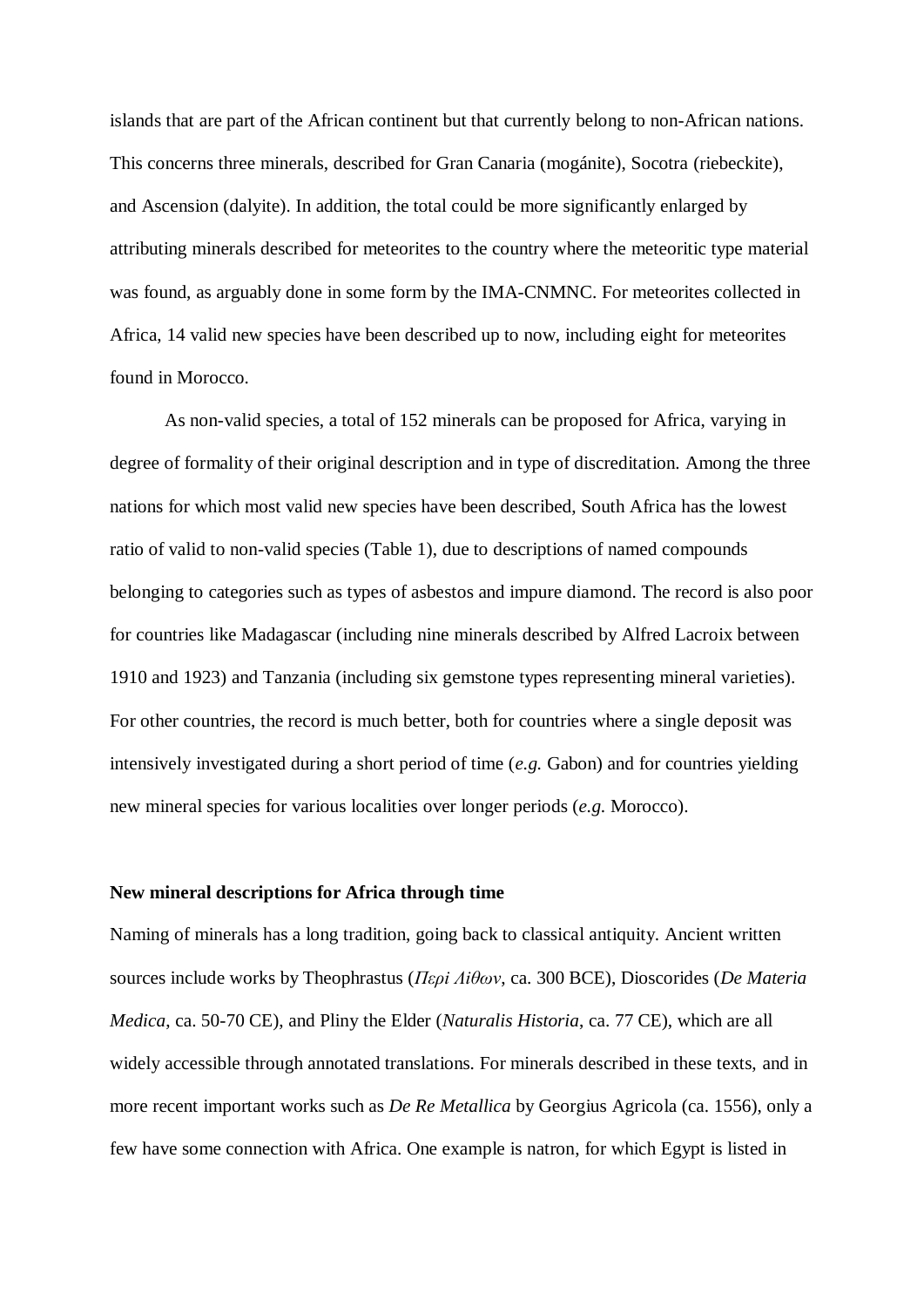islands that are part of the African continent but that currently belong to non-African nations. This concerns three minerals, described for Gran Canaria (mogánite), Socotra (riebeckite), and Ascension (dalyite). In addition, the total could be more significantly enlarged by attributing minerals described for meteorites to the country where the meteoritic type material was found, as arguably done in some form by the IMA-CNMNC. For meteorites collected in Africa, 14 valid new species have been described up to now, including eight for meteorites found in Morocco.

As non-valid species, a total of 152 minerals can be proposed for Africa, varying in degree of formality of their original description and in type of discreditation. Among the three nations for which most valid new species have been described, South Africa has the lowest ratio of valid to non-valid species (Table 1), due to descriptions of named compounds belonging to categories such as types of asbestos and impure diamond. The record is also poor for countries like Madagascar (including nine minerals described by Alfred Lacroix between 1910 and 1923) and Tanzania (including six gemstone types representing mineral varieties). For other countries, the record is much better, both for countries where a single deposit was intensively investigated during a short period of time (*e.g.* Gabon) and for countries yielding new mineral species for various localities over longer periods (*e.g.* Morocco).

### New mineral descriptions for Africa through time

Naming of minerals has a long tradition, going back to classical antiquity. Ancient written sources include works by Theophrastus (*Περὶ Λίθων*, ca. 300 BCE), Dioscorides (*De Materia Medica*, ca. 50-70 CE), and Pliny the Elder (*Naturalis Historia*, ca. 77 CE), which are all widely accessible through annotated translations. For minerals described in these texts, and in more recent important works such as *De Re Metallica* by Georgius Agricola (ca. 1556), only a few have some connection with Africa. One example is natron, for which Egypt is listed in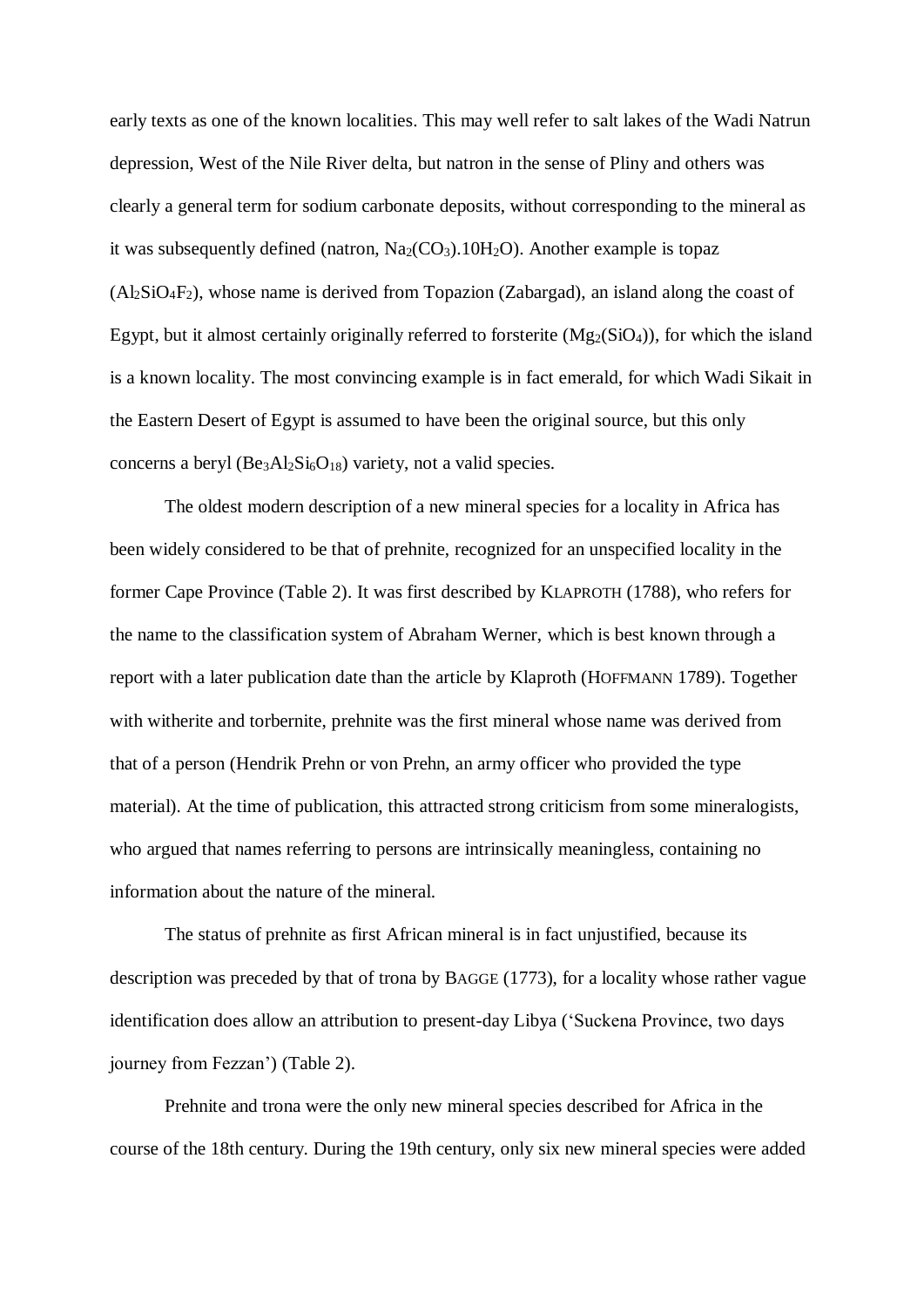early texts as one of the known localities. This may well refer to salt lakes of the Wadi Natrun depression, West of the Nile River delta, but natron in the sense of Pliny and others was clearly a general term for sodium carbonate deposits, without corresponding to the mineral as it was subsequently defined (natron, $Na_2(CO_3).10H_2O$). Another example is topaz ($Al_2SiO_4F_2$), whose name is derived from Topazion (Zabargad), an island along the coast of Egypt, but it almost certainly originally referred to forsterite ($Mg_2(SiO_4)$), for which the island is a known locality. The most convincing example is in fact emerald, for which Wadi Sikait in the Eastern Desert of Egypt is assumed to have been the original source, but this only concerns a beryl ($Be_3Al_2Si_6O_{18}$) variety, not a valid species.

The oldest modern description of a new mineral species for a locality in Africa has been widely considered to be that of prehnite, recognized for an unspecified locality in the former Cape Province (Table 2). It was first described by KLAPROTH (1788), who refers for the name to the classification system of Abraham Werner, which is best known through a report with a later publication date than the article by Klaproth (HOFFMANN 1789). Together with witherite and torbernite, prehnite was the first mineral whose name was derived from that of a person (Hendrik Prehn or von Prehn, an army officer who provided the type material). At the time of publication, this attracted strong criticism from some mineralogists, who argued that names referring to persons are intrinsically meaningless, containing no information about the nature of the mineral.

The status of prehnite as first African mineral is in fact unjustified, because its description was preceded by that of trona by BAGGE (1773), for a locality whose rather vague identification does allow an attribution to present-day Libya ('Suckena Province, two days journey from Fezzan') (Table 2).

Prehnite and trona were the only new mineral species described for Africa in the course of the 18th century. During the 19th century, only six new mineral species were added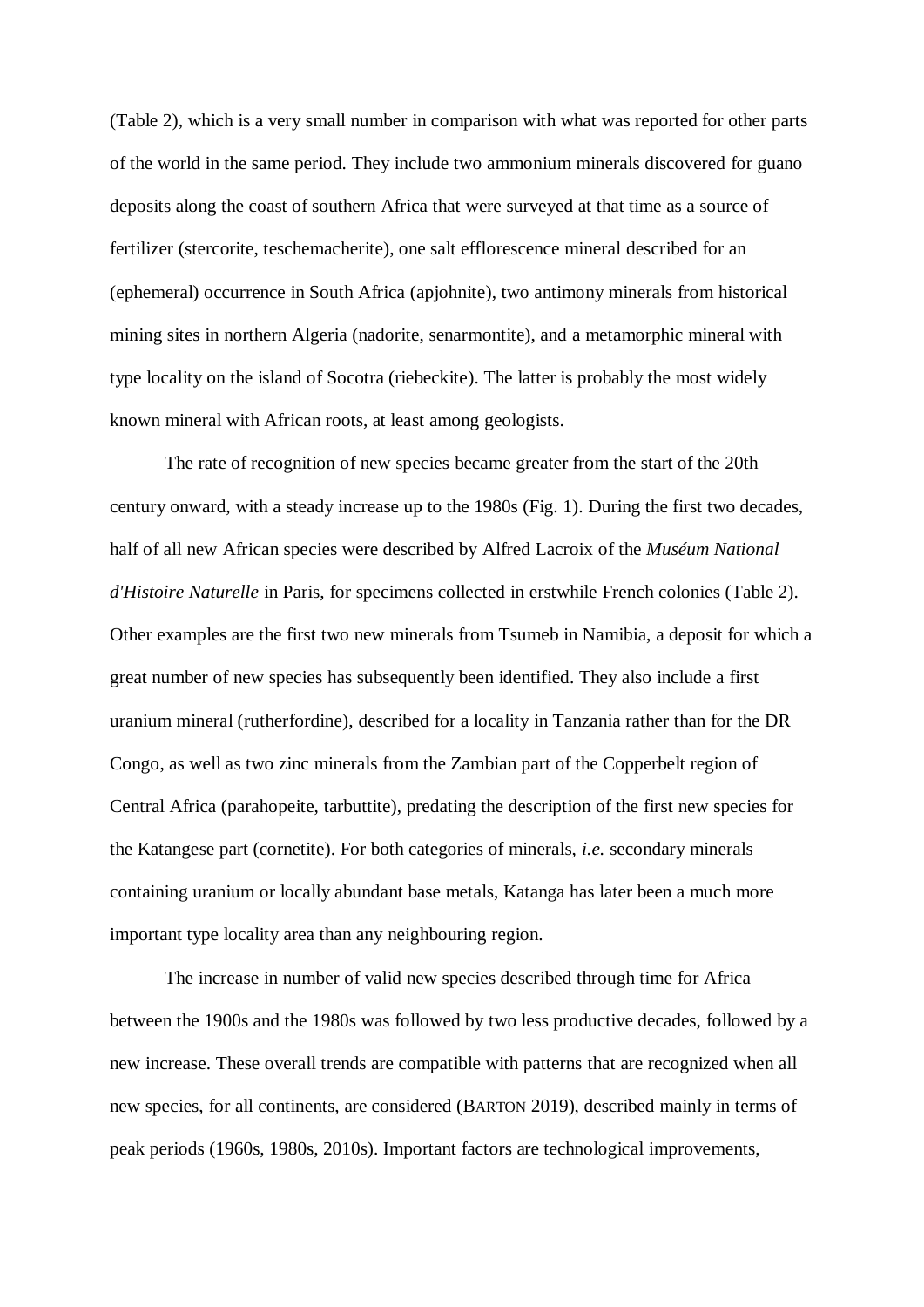(Table 2), which is a very small number in comparison with what was reported for other parts of the world in the same period. They include two ammonium minerals discovered for guano deposits along the coast of southern Africa that were surveyed at that time as a source of fertilizer (stercorite, teschemacherite), one salt efflorescence mineral described for an (ephemeral) occurrence in South Africa (apjohnite), two antimony minerals from historical mining sites in northern Algeria (nadorite, senarmontite), and a metamorphic mineral with type locality on the island of Socotra (riebeckite). The latter is probably the most widely known mineral with African roots, at least among geologists.

The rate of recognition of new species became greater from the start of the 20th century onward, with a steady increase up to the 1980s (Fig. 1). During the first two decades, half of all new African species were described by Alfred Lacroix of the *Muséum National d'Histoire Naturelle* in Paris, for specimens collected in erstwhile French colonies (Table 2). Other examples are the first two new minerals from Tsumeb in Namibia, a deposit for which a great number of new species has subsequently been identified. They also include a first uranium mineral (rutherfordine), described for a locality in Tanzania rather than for the DR Congo, as well as two zinc minerals from the Zambian part of the Copperbelt region of Central Africa (parahopeite, tarbuttite), predating the description of the first new species for the Katangese part (cornetite). For both categories of minerals, *i.e.* secondary minerals containing uranium or locally abundant base metals, Katanga has later been a much more important type locality area than any neighbouring region.

The increase in number of valid new species described through time for Africa between the 1900s and the 1980s was followed by two less productive decades, followed by a new increase. These overall trends are compatible with patterns that are recognized when all new species, for all continents, are considered (BARTON 2019), described mainly in terms of peak periods (1960s, 1980s, 2010s). Important factors are technological improvements,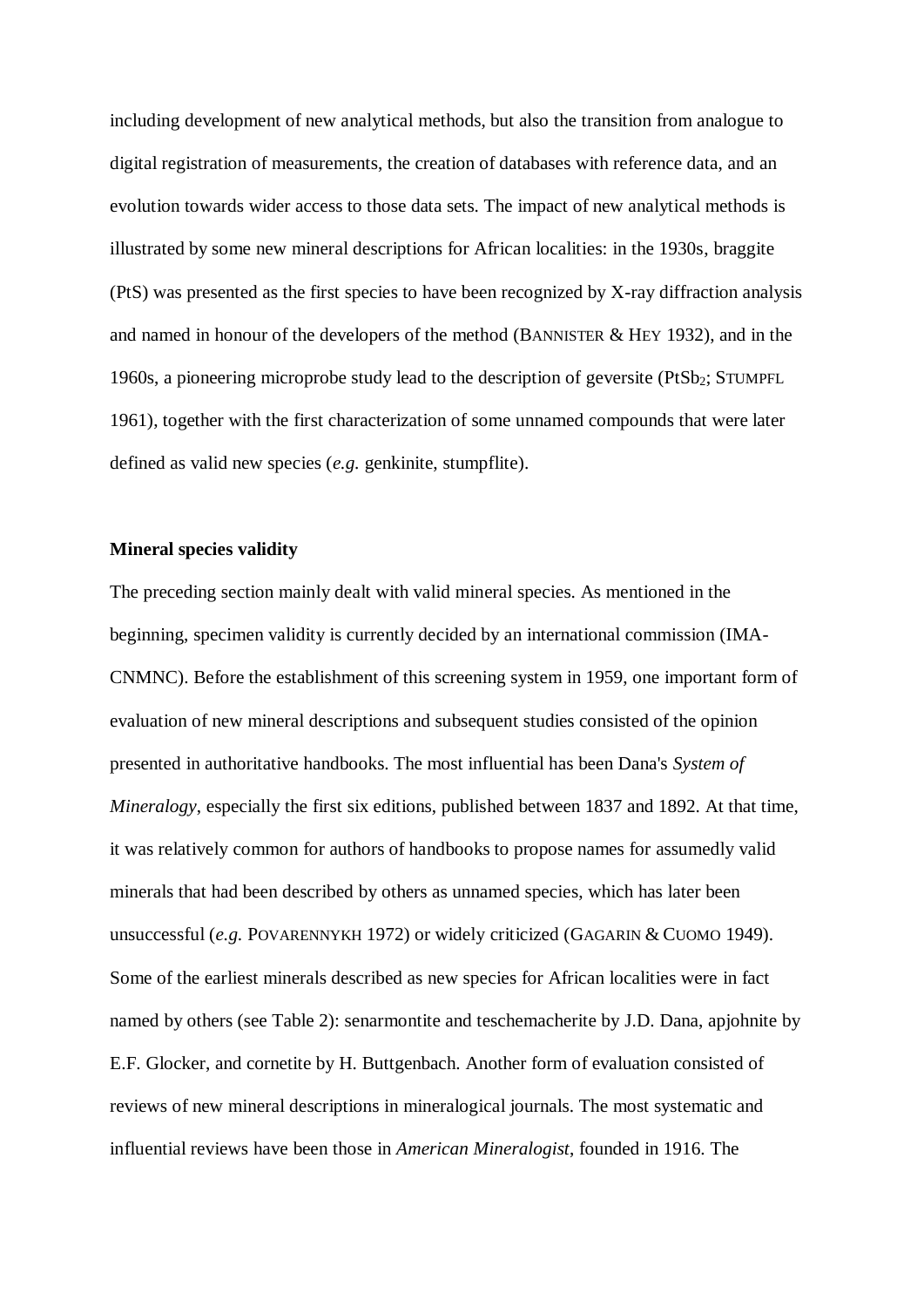including development of new analytical methods, but also the transition from analogue to digital registration of measurements, the creation of databases with reference data, and an evolution towards wider access to those data sets. The impact of new analytical methods is illustrated by some new mineral descriptions for African localities: in the 1930s, braggite (PtS) was presented as the first species to have been recognized by X-ray diffraction analysis and named in honour of the developers of the method (BANNISTER & HEY 1932), and in the 1960s, a pioneering microprobe study lead to the description of geversite ($PtSb_2$; STUMPFL 1961), together with the first characterization of some unnamed compounds that were later defined as valid new species (*e.g.* genkinite, stumpflite).

**Mineral species validity**

The preceding section mainly dealt with valid mineral species. As mentioned in the beginning, specimen validity is currently decided by an international commission (IMA-CNMNC). Before the establishment of this screening system in 1959, one important form of evaluation of new mineral descriptions and subsequent studies consisted of the opinion presented in authoritative handbooks. The most influential has been Dana's *System of Mineralogy*, especially the first six editions, published between 1837 and 1892. At that time, it was relatively common for authors of handbooks to propose names for assumedly valid minerals that had been described by others as unnamed species, which has later been unsuccessful (*e.g.* POVARENNYKH 1972) or widely criticized (GAGARIN & CUOMO 1949). Some of the earliest minerals described as new species for African localities were in fact named by others (see Table 2): senarmontite and teschemacherite by J.D. Dana, apjohnite by E.F. Glocker, and cornetite by H. Buttgenbach. Another form of evaluation consisted of reviews of new mineral descriptions in mineralogical journals. The most systematic and influential reviews have been those in *American Mineralogist*, founded in 1916. The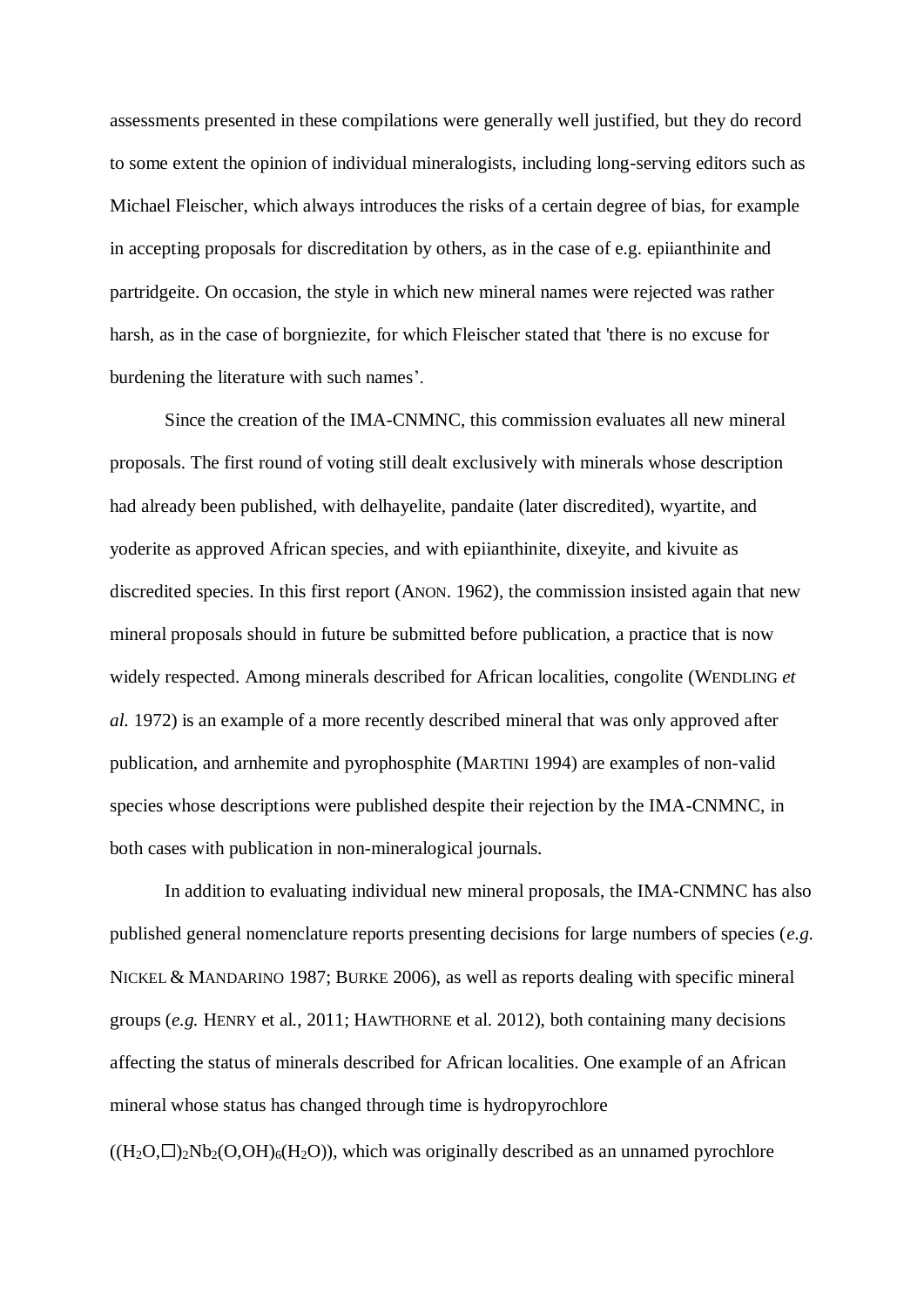assessments presented in these compilations were generally well justified, but they do record to some extent the opinion of individual mineralogists, including long-serving editors such as Michael Fleischer, which always introduces the risks of a certain degree of bias, for example in accepting proposals for discreditation by others, as in the case of e.g. epiianthinite and partridgeite. On occasion, the style in which new mineral names were rejected was rather harsh, as in the case of borgniezite, for which Fleischer stated that 'there is no excuse for burdening the literature with such names'.

Since the creation of the IMA-CNMNC, this commission evaluates all new mineral proposals. The first round of voting still dealt exclusively with minerals whose description had already been published, with delhayelite, pandaite (later discredited), wyartite, and yoderite as approved African species, and with epiianthinite, dixeyite, and kivuite as discredited species. In this first report (ANON. 1962), the commission insisted again that new mineral proposals should in future be submitted before publication, a practice that is now widely respected. Among minerals described for African localities, congolite (WENDLING *et al.* 1972) is an example of a more recently described mineral that was only approved after publication, and arnhemite and pyrophosphite (MARTINI 1994) are examples of non-valid species whose descriptions were published despite their rejection by the IMA-CNMNC, in both cases with publication in non-mineralogical journals.

In addition to evaluating individual new mineral proposals, the IMA-CNMNC has also published general nomenclature reports presenting decisions for large numbers of species (*e.g.* NICKEL & MANDARINO 1987; BURKE 2006), as well as reports dealing with specific mineral groups (*e.g.* HENRY et al., 2011; HAWTHORNE et al. 2012), both containing many decisions affecting the status of minerals described for African localities. One example of an African mineral whose status has changed through time is hydropyrochlore ($(H_2O,\square)_2Nb_2(O,OH)_6(H_2O)$), which was originally described as an unnamed pyrochlore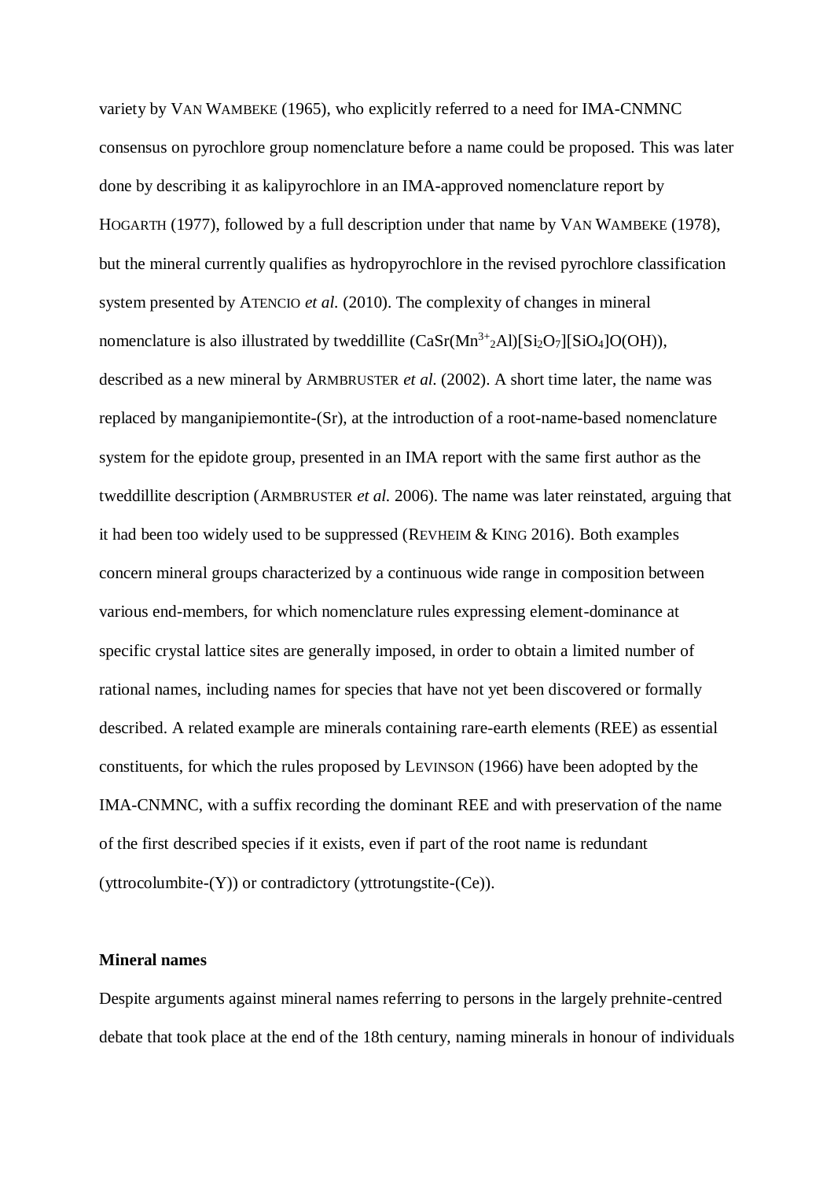variety by VAN WAMBEKE (1965), who explicitly referred to a need for IMA-CNMNC consensus on pyrochlore group nomenclature before a name could be proposed. This was later done by describing it as kalipyrochlore in an IMA-approved nomenclature report by HOGARTH (1977), followed by a full description under that name by VAN WAMBEKE (1978), but the mineral currently qualifies as hydropyrochlore in the revised pyrochlore classification system presented by ATENCIO *et al.* (2010). The complexity of changes in mineral nomenclature is also illustrated by tweddillite ($CaSr(Mn^{3+}{}_2Al)[Si_2O_7][SiO_4]O(OH)$), described as a new mineral by ARMBRUSTER *et al.* (2002). A short time later, the name was replaced by manganipiemontite-(Sr), at the introduction of a root-name-based nomenclature system for the epidote group, presented in an IMA report with the same first author as the tweddillite description (ARMBRUSTER *et al.* 2006). The name was later reinstated, arguing that it had been too widely used to be suppressed (REVHEIM & KING 2016). Both examples concern mineral groups characterized by a continuous wide range in composition between various end-members, for which nomenclature rules expressing element-dominance at specific crystal lattice sites are generally imposed, in order to obtain a limited number of rational names, including names for species that have not yet been discovered or formally described. A related example are minerals containing rare-earth elements (REE) as essential constituents, for which the rules proposed by LEVINSON (1966) have been adopted by the IMA-CNMNC, with a suffix recording the dominant REE and with preservation of the name of the first described species if it exists, even if part of the root name is redundant (yttrocolumbite-(Y)) or contradictory (yttrotungstite-(Ce)).

**Mineral names**

Despite arguments against mineral names referring to persons in the largely prehnite-centred debate that took place at the end of the 18th century, naming minerals in honour of individuals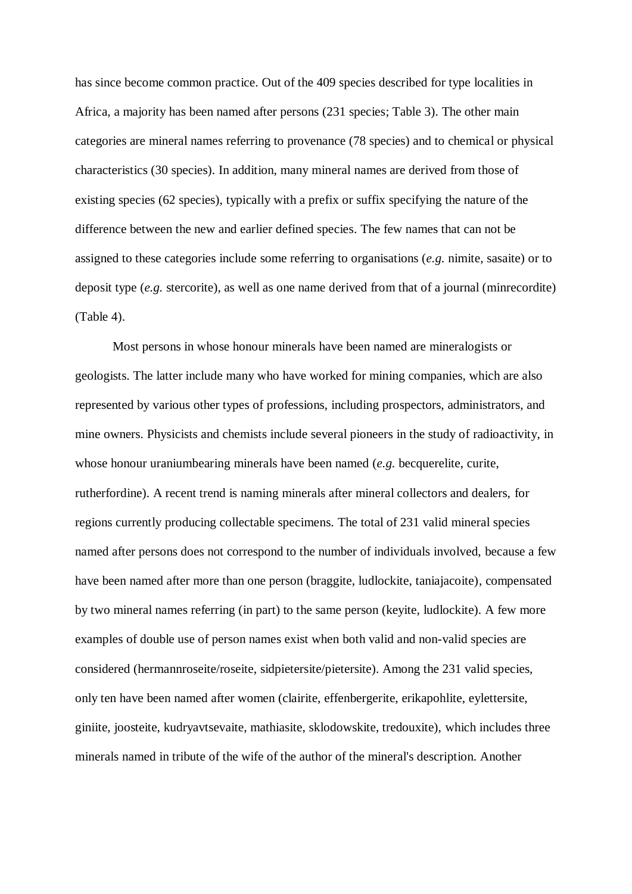has since become common practice. Out of the 409 species described for type localities in Africa, a majority has been named after persons (231 species; Table 3). The other main categories are mineral names referring to provenance (78 species) and to chemical or physical characteristics (30 species). In addition, many mineral names are derived from those of existing species (62 species), typically with a prefix or suffix specifying the nature of the difference between the new and earlier defined species. The few names that can not be assigned to these categories include some referring to organisations (*e.g.* nimite, sasaite) or to deposit type (*e.g.* stercorite), as well as one name derived from that of a journal (minrecordite) (Table 4).

Most persons in whose honour minerals have been named are mineralogists or geologists. The latter include many who have worked for mining companies, which are also represented by various other types of professions, including prospectors, administrators, and mine owners. Physicists and chemists include several pioneers in the study of radioactivity, in whose honour uraniumbearing minerals have been named (*e.g.* becquerelite, curite, rutherfordine). A recent trend is naming minerals after mineral collectors and dealers, for regions currently producing collectable specimens. The total of 231 valid mineral species named after persons does not correspond to the number of individuals involved, because a few have been named after more than one person (braggite, ludlockite, taniajacoite), compensated by two mineral names referring (in part) to the same person (keyite, ludlockite). A few more examples of double use of person names exist when both valid and non-valid species are considered (hermannroseite/roseite, sidpietersite/pietersite). Among the 231 valid species, only ten have been named after women (clairite, effenbergerite, erikapohlite, eylettersite, giniite, joosteite, kudryavtsevaite, mathiasite, sklodowskite, tredouxite), which includes three minerals named in tribute of the wife of the author of the mineral's description. Another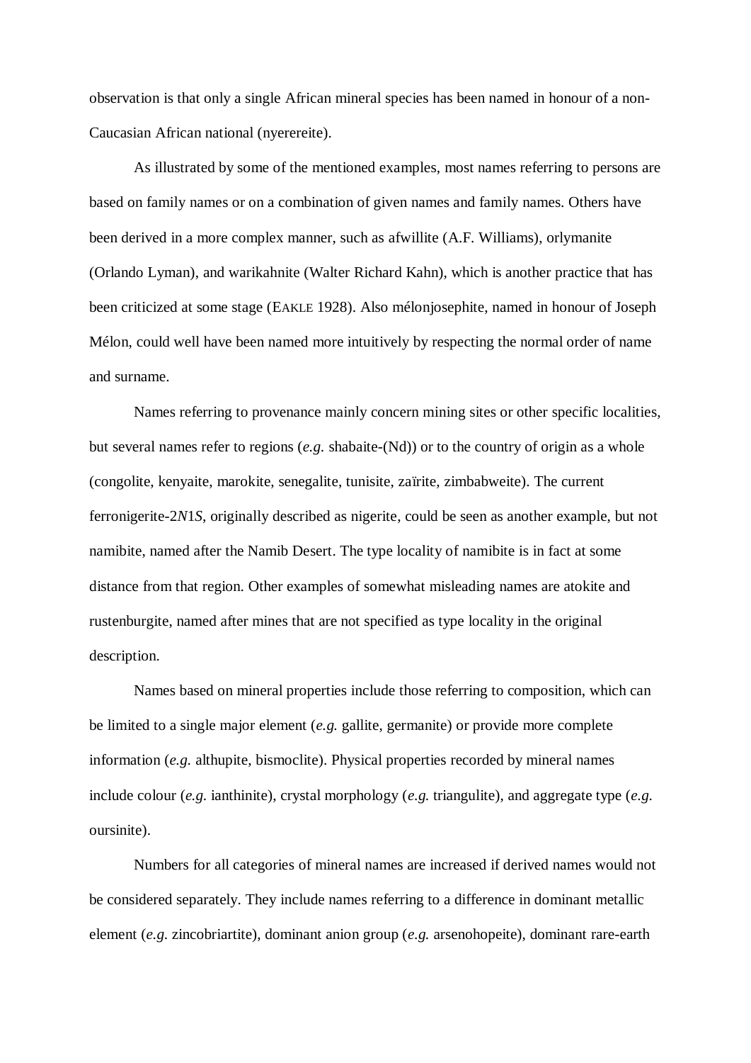observation is that only a single African mineral species has been named in honour of a non-Caucasian African national (nyerereite).

As illustrated by some of the mentioned examples, most names referring to persons are based on family names or on a combination of given names and family names. Others have been derived in a more complex manner, such as afwillite (A.F. Williams), orlymanite (Orlando Lyman), and warikahnite (Walter Richard Kahn), which is another practice that has been criticized at some stage (EAKLE 1928). Also mélonjosephite, named in honour of Joseph Mélon, could well have been named more intuitively by respecting the normal order of name and surname.

Names referring to provenance mainly concern mining sites or other specific localities, but several names refer to regions (*e.g.* shabaite-(Nd)) or to the country of origin as a whole (congolite, kenyaite, marokite, senegalite, tunisite, zaïrite, zimbabweite). The current ferronigerite-2*N*1*S*, originally described as nigerite, could be seen as another example, but not namibite, named after the Namib Desert. The type locality of namibite is in fact at some distance from that region. Other examples of somewhat misleading names are atokite and rustenburgite, named after mines that are not specified as type locality in the original description.

Names based on mineral properties include those referring to composition, which can be limited to a single major element (*e.g.* gallite, germanite) or provide more complete information (*e.g.* althupite, bismoclite). Physical properties recorded by mineral names include colour (*e.g.* ianthinite), crystal morphology (*e.g.* triangulite), and aggregate type (*e.g.* oursinite).

Numbers for all categories of mineral names are increased if derived names would not be considered separately. They include names referring to a difference in dominant metallic element (*e.g.* zincobriartite), dominant anion group (*e.g.* arsenohopeite), dominant rare-earth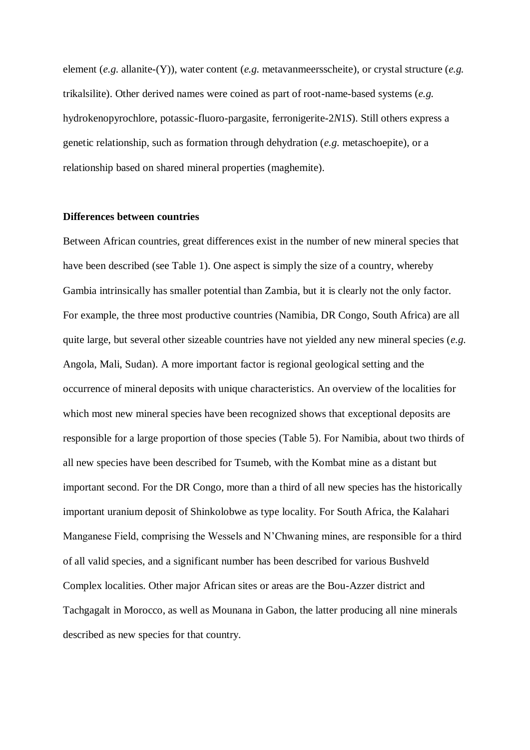element (*e.g.* allanite-(Y)), water content (*e.g.* metavanmeersscheite), or crystal structure (*e.g.* trikalsilite). Other derived names were coined as part of root-name-based systems (*e.g.* hydrokenopyrochlore, potassic-fluoro-pargasite, ferronigerite-2*N*1*S*). Still others express a genetic relationship, such as formation through dehydration (*e.g.* metaschoepite), or a relationship based on shared mineral properties (maghemite).

**Differences between countries**

Between African countries, great differences exist in the number of new mineral species that have been described (see Table 1). One aspect is simply the size of a country, whereby Gambia intrinsically has smaller potential than Zambia, but it is clearly not the only factor. For example, the three most productive countries (Namibia, DR Congo, South Africa) are all quite large, but several other sizeable countries have not yielded any new mineral species (*e.g.* Angola, Mali, Sudan). A more important factor is regional geological setting and the occurrence of mineral deposits with unique characteristics. An overview of the localities for which most new mineral species have been recognized shows that exceptional deposits are responsible for a large proportion of those species (Table 5). For Namibia, about two thirds of all new species have been described for Tsumeb, with the Kombat mine as a distant but important second. For the DR Congo, more than a third of all new species has the historically important uranium deposit of Shinkolobwe as type locality. For South Africa, the Kalahari Manganese Field, comprising the Wessels and N'Chwaning mines, are responsible for a third of all valid species, and a significant number has been described for various Bushveld Complex localities. Other major African sites or areas are the Bou-Azzer district and Tachgagalt in Morocco, as well as Mounana in Gabon, the latter producing all nine minerals described as new species for that country.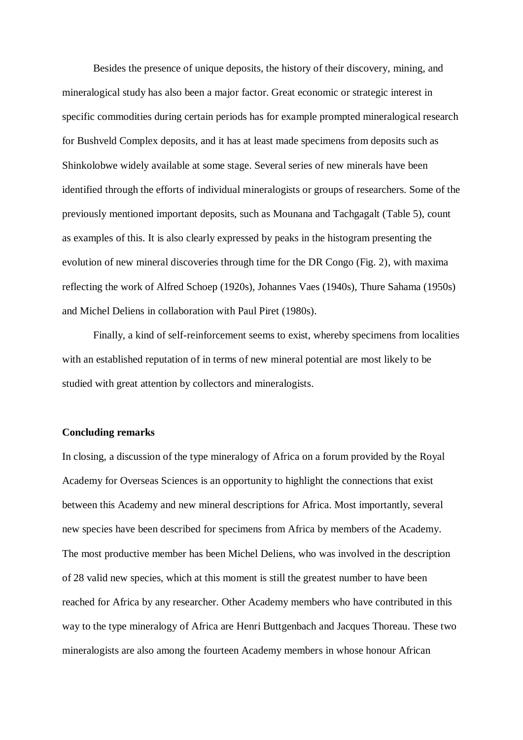Besides the presence of unique deposits, the history of their discovery, mining, and mineralogical study has also been a major factor. Great economic or strategic interest in specific commodities during certain periods has for example prompted mineralogical research for Bushveld Complex deposits, and it has at least made specimens from deposits such as Shinkolobwe widely available at some stage. Several series of new minerals have been identified through the efforts of individual mineralogists or groups of researchers. Some of the previously mentioned important deposits, such as Mounana and Tachgagalt (Table 5), count as examples of this. It is also clearly expressed by peaks in the histogram presenting the evolution of new mineral discoveries through time for the DR Congo (Fig. 2), with maxima reflecting the work of Alfred Schoep (1920s), Johannes Vaes (1940s), Thure Sahama (1950s) and Michel Deliens in collaboration with Paul Piret (1980s).

Finally, a kind of self-reinforcement seems to exist, whereby specimens from localities with an established reputation of in terms of new mineral potential are most likely to be studied with great attention by collectors and mineralogists.

**Concluding remarks**

In closing, a discussion of the type mineralogy of Africa on a forum provided by the Royal Academy for Overseas Sciences is an opportunity to highlight the connections that exist between this Academy and new mineral descriptions for Africa. Most importantly, several new species have been described for specimens from Africa by members of the Academy. The most productive member has been Michel Deliens, who was involved in the description of 28 valid new species, which at this moment is still the greatest number to have been reached for Africa by any researcher. Other Academy members who have contributed in this way to the type mineralogy of Africa are Henri Buttgenbach and Jacques Thoreau. These two mineralogists are also among the fourteen Academy members in whose honour African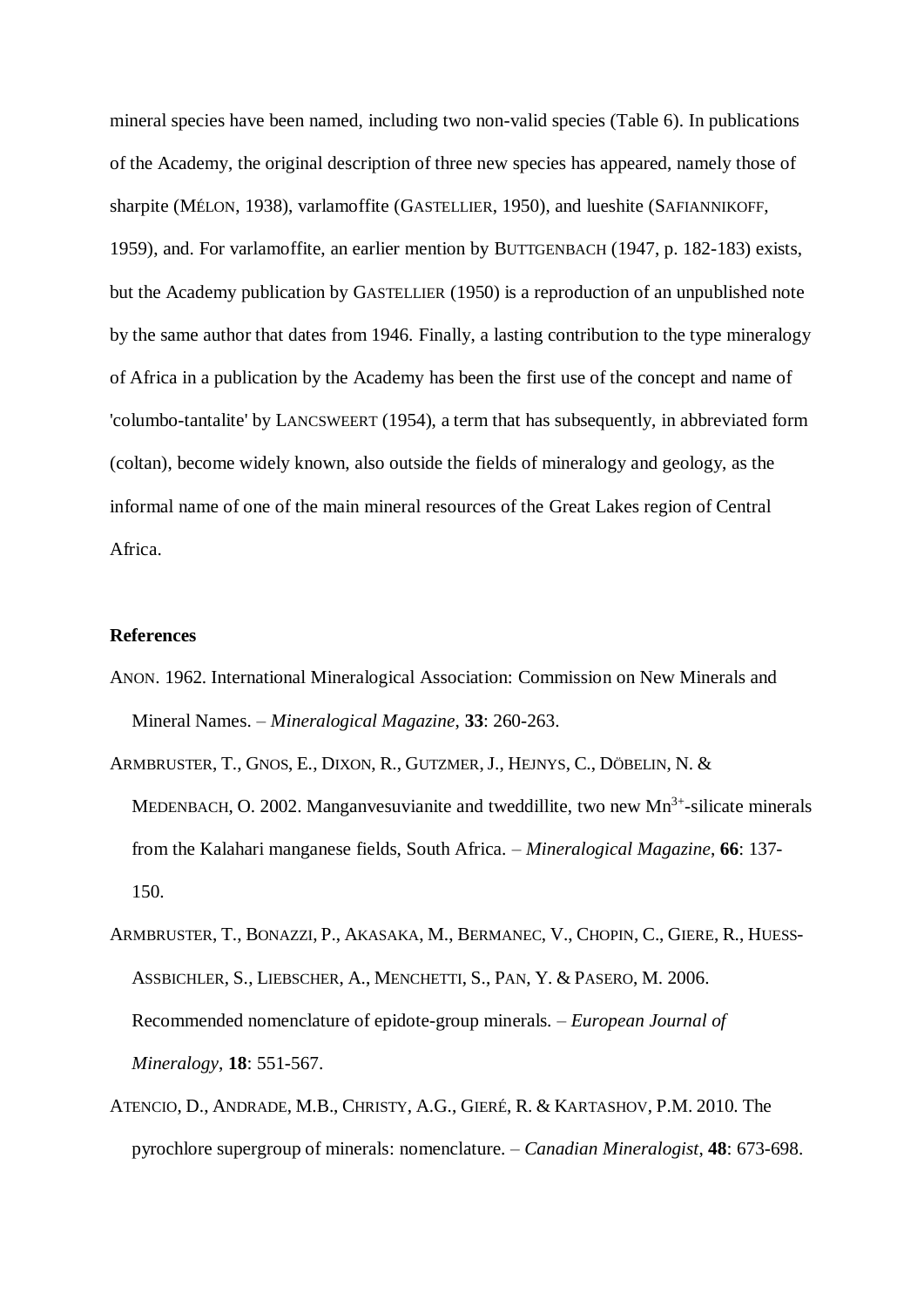mineral species have been named, including two non-valid species (Table 6). In publications of the Academy, the original description of three new species has appeared, namely those of sharpite (MÉLON, 1938), varlamoffite (GASTELLIER, 1950), and lueshite (SAFIANNIKOFF, 1959), and. For varlamoffite, an earlier mention by BUTTGENBACH (1947, p. 182-183) exists, but the Academy publication by GASTELLIER (1950) is a reproduction of an unpublished note by the same author that dates from 1946. Finally, a lasting contribution to the type mineralogy of Africa in a publication by the Academy has been the first use of the concept and name of 'columbo-tantalite' by LANCSWEERT (1954), a term that has subsequently, in abbreviated form (coltan), become widely known, also outside the fields of mineralogy and geology, as the informal name of one of the main mineral resources of the Great Lakes region of Central Africa.

**References**

ANON. 1962. International Mineralogical Association: Commission on New Minerals and Mineral Names. – *Mineralogical Magazine*, **33**: 260-263.

ARMBRUSTER, T., GNOS, E., DIXON, R., GUTZMER, J., HEJNYS, C., DÖBELIN, N. & MEDENBACH, O. 2002. Manganvesuvianite and tweddillite, two new $Mn^{3+}$-silicate minerals from the Kalahari manganese fields, South Africa. – *Mineralogical Magazine*, **66**: 137-150.

ARMBRUSTER, T., BONAZZI, P., AKASAKA, M., BERMANEC, V., CHOPIN, C., GIERE, R., HUESS-ASSBICHLER, S., LIEBSCHER, A., MENCHETTI, S., PAN, Y. & PASERO, M. 2006. Recommended nomenclature of epidote-group minerals. – *European Journal of Mineralogy*, **18**: 551-567.

ATENCIO, D., ANDRADE, M.B., CHRISTY, A.G., GIERÉ, R. & KARTASHOV, P.M. 2010. The pyrochlore supergroup of minerals: nomenclature. – *Canadian Mineralogist*, **48**: 673-698.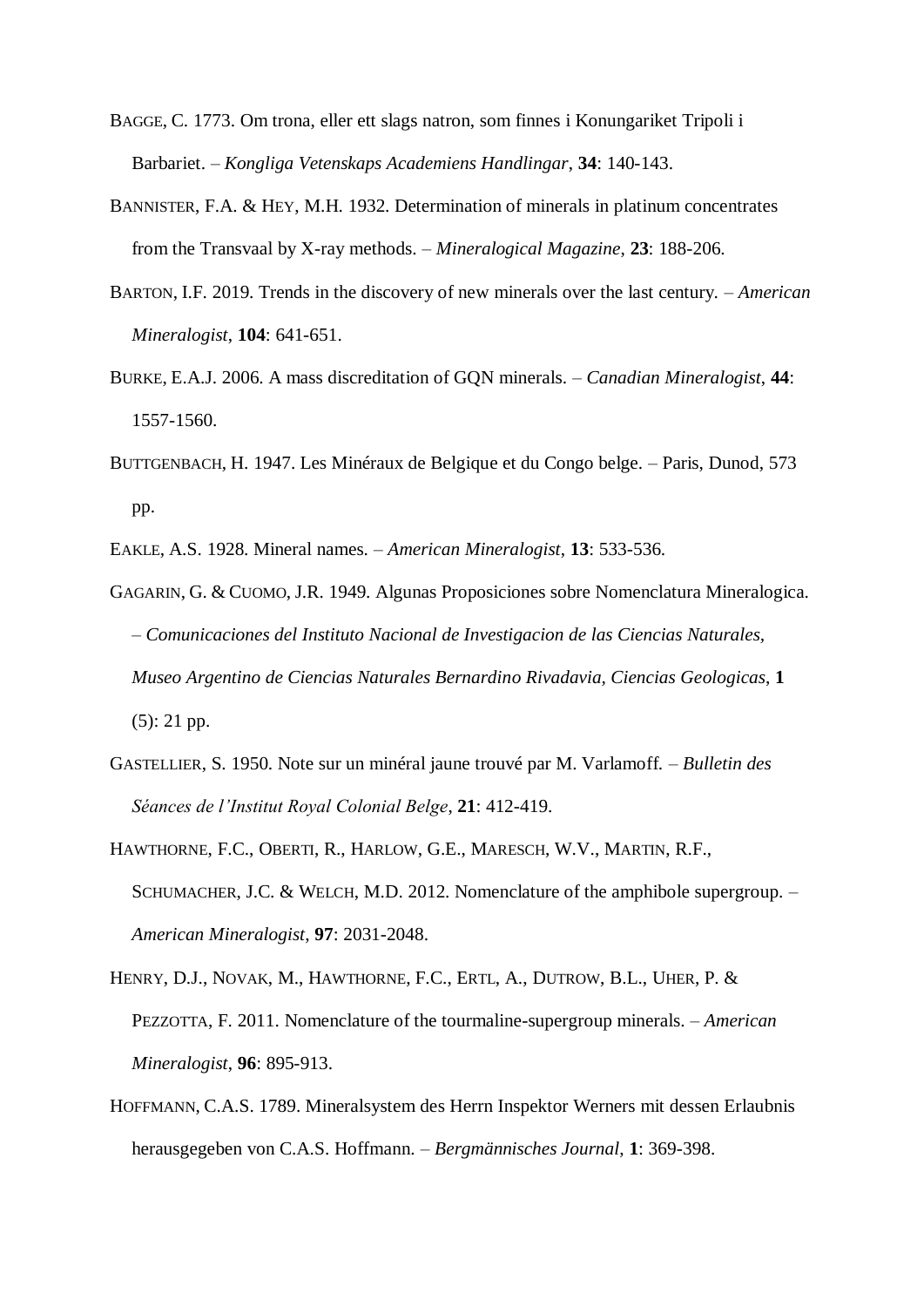BAGGE, C. 1773. Om trona, eller ett slags natron, som finnes i Konungariket Tripoli i Barbariet. – *Kongliga Vetenskaps Academiens Handlingar*, **34**: 140-143.

BANNISTER, F.A. & HEY, M.H. 1932. Determination of minerals in platinum concentrates from the Transvaal by X-ray methods. – *Mineralogical Magazine*, **23**: 188-206.

BARTON, I.F. 2019. Trends in the discovery of new minerals over the last century. – *American Mineralogist*, **104**: 641-651.

BURKE, E.A.J. 2006. A mass discreditation of GQN minerals. – *Canadian Mineralogist*, **44**: 1557-1560.

BUTTGENBACH, H. 1947. Les Minéraux de Belgique et du Congo belge. – Paris, Dunod, 573 pp.

EAKLE, A.S. 1928. Mineral names. – *American Mineralogist*, **13**: 533-536.

GAGARIN, G. & CUOMO, J.R. 1949. Algunas Proposiciones sobre Nomenclatura Mineralogica. – *Comunicaciones del Instituto Nacional de Investigacion de las Ciencias Naturales, Museo Argentino de Ciencias Naturales Bernardino Rivadavia, Ciencias Geologicas*, **1** (5): 21 pp.

GASTELLIER, S. 1950. Note sur un minéral jaune trouvé par M. Varlamoff. – *Bulletin des Séances de l'Institut Royal Colonial Belge*, **21**: 412-419.

HAWTHORNE, F.C., OBERTI, R., HARLOW, G.E., MARESCH, W.V., MARTIN, R.F., SCHUMACHER, J.C. & WELCH, M.D. 2012. Nomenclature of the amphibole supergroup. – *American Mineralogist*, **97**: 2031-2048.

HENRY, D.J., NOVAK, M., HAWTHORNE, F.C., ERTL, A., DUTROW, B.L., UHER, P. & PEZZOTTA, F. 2011. Nomenclature of the tourmaline-supergroup minerals. – *American Mineralogist*, **96**: 895-913.

HOFFMANN, C.A.S. 1789. Mineralsystem des Herrn Inspektor Werners mit dessen Erlaubnis herausgegeben von C.A.S. Hoffmann. – *Bergmännisches Journal*, **1**: 369-398.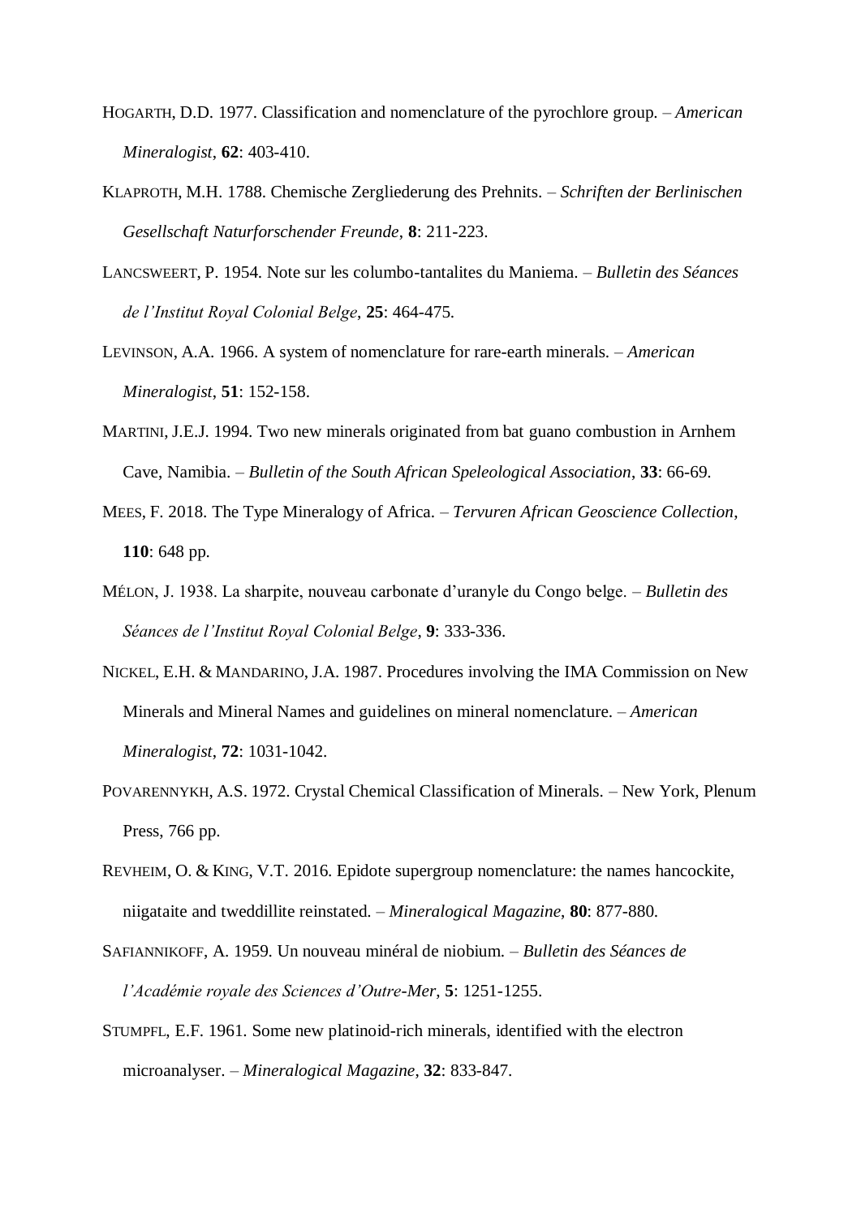HOGARTH, D.D. 1977. Classification and nomenclature of the pyrochlore group. – *American Mineralogist*, **62**: 403-410.

KLAPROTH, M.H. 1788. Chemische Zergliederung des Prehnits. – *Schriften der Berlinischen Gesellschaft Naturforschender Freunde*, **8**: 211-223.

LANCSWEERT, P. 1954. Note sur les columbo-tantalites du Maniema. – *Bulletin des Séances de l'Institut Royal Colonial Belge*, **25**: 464-475.

LEVINSON, A.A. 1966. A system of nomenclature for rare-earth minerals. – *American Mineralogist*, **51**: 152-158.

MARTINI, J.E.J. 1994. Two new minerals originated from bat guano combustion in Arnhem Cave, Namibia. – *Bulletin of the South African Speleological Association*, **33**: 66-69.

MEES, F. 2018. The Type Mineralogy of Africa. – *Tervuren African Geoscience Collection*, **110**: 648 pp.

MÉLON, J. 1938. La sharpite, nouveau carbonate d'uranyle du Congo belge. – *Bulletin des Séances de l'Institut Royal Colonial Belge*, **9**: 333-336.

NICKEL, E.H. & MANDARINO, J.A. 1987. Procedures involving the IMA Commission on New Minerals and Mineral Names and guidelines on mineral nomenclature. – *American Mineralogist*, **72**: 1031-1042.

POVARENNYKH, A.S. 1972. Crystal Chemical Classification of Minerals. – New York, Plenum Press, 766 pp.

REVHEIM, O. & KING, V.T. 2016. Epidote supergroup nomenclature: the names hancockite, niigataite and tweddillite reinstated. – *Mineralogical Magazine*, **80**: 877-880.

SAFIANNIKOFF, A. 1959. Un nouveau minéral de niobium. – *Bulletin des Séances de l'Académie royale des Sciences d'Outre-Mer*, **5**: 1251-1255.

STUMPFL, E.F. 1961. Some new platinoid-rich minerals, identified with the electron microanalyser. – *Mineralogical Magazine*, **32**: 833-847.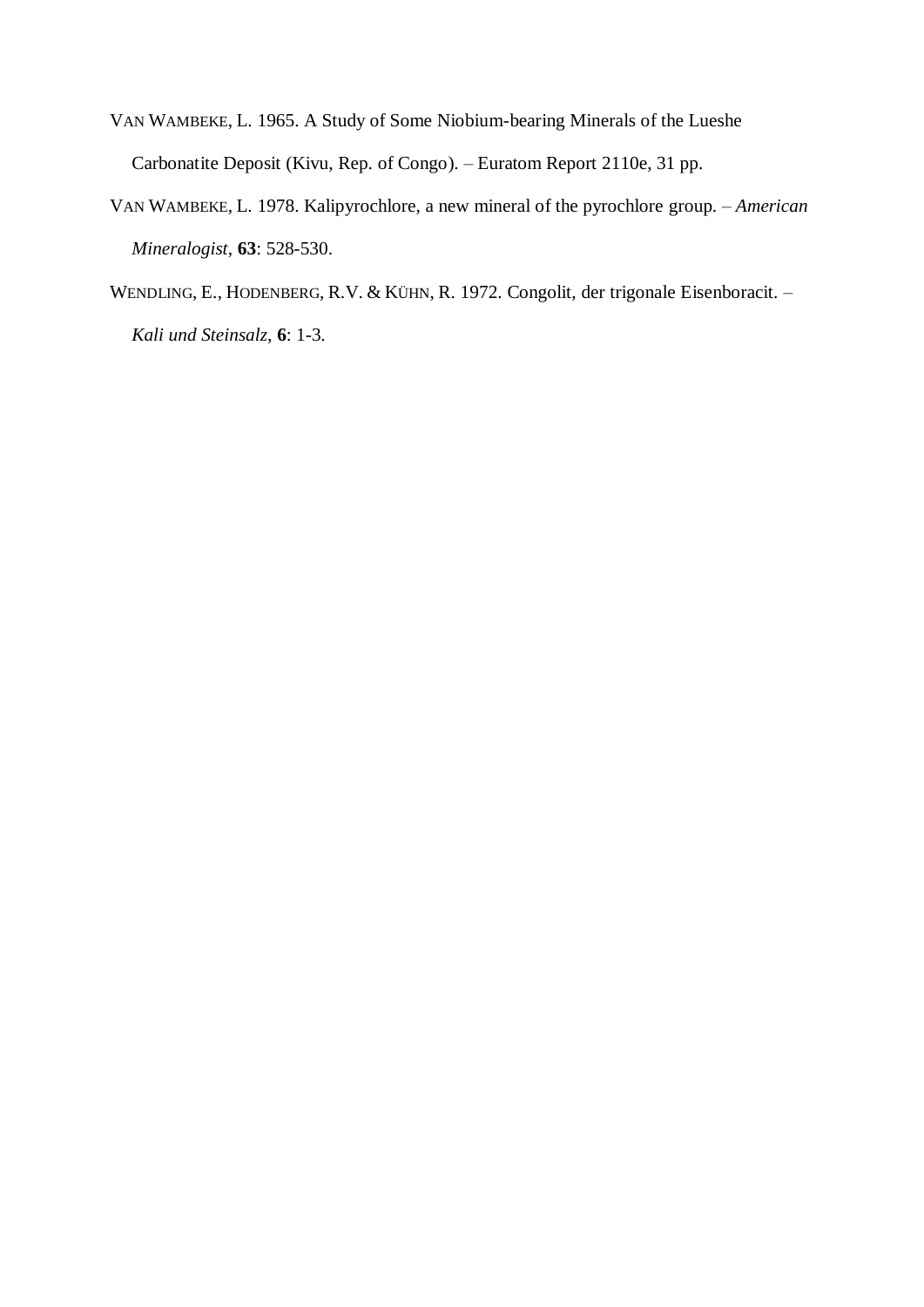VAN WAMBEKE, L. 1965. A Study of Some Niobium-bearing Minerals of the Lueshe Carbonatite Deposit (Kivu, Rep. of Congo). – Euratom Report 2110e, 31 pp.

VAN WAMBEKE, L. 1978. Kalipyrochlore, a new mineral of the pyrochlore group. – *American Mineralogist*, **63**: 528-530.

WENDLING, E., HODENBERG, R.V. & KÜHN, R. 1972. Congolit, der trigonale Eisenboracit. – *Kali und Steinsalz*, **6**: 1-3.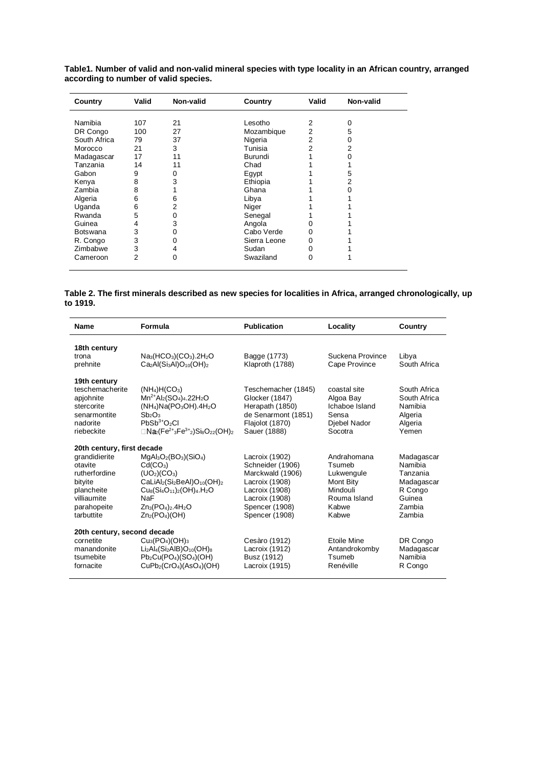**Table1. Number of valid and non-valid mineral species with type locality in an African country, arranged according to number of valid species.**

| Country | Valid | Non-valid | Country | Valid | Non-valid |
|---|---|---|---|---|---|
| Namibia | 107 | 21 | Lesotho | 2 | 0 |
| DR Congo | 100 | 27 | Mozambique | 2 | 5 |
| South Africa | 79 | 37 | Nigeria | 2 | 0 |
| Morocco | 21 | 3 | Tunisia | 2 | 2 |
| Madagascar | 17 | 11 | Burundi | 1 | 0 |
| Tanzania | 14 | 11 | Chad | 1 | 1 |
| Gabon | 9 | 0 | Egypt | 1 | 5 |
| Kenya | 8 | 3 | Ethiopia | 1 | 2 |
| Zambia | 8 | 1 | Ghana | 1 | 0 |
| Algeria | 6 | 6 | Libya | 1 | 1 |
| Uganda | 6 | 2 | Niger | 1 | 1 |
| Rwanda | 5 | 0 | Senegal | 1 | 1 |
| Guinea | 4 | 3 | Angola | 0 | 1 |
| Botswana | 3 | 0 | Cabo Verde | 0 | 1 |
| R. Congo | 3 | 0 | Sierra Leone | 0 | 1 |
| Zimbabwe | 3 | 4 | Sudan | 0 | 1 |
| Cameroon | 2 | 0 | Swaziland | 0 | 1 |

**Table 2. The first minerals described as new species for localities in Africa, arranged chronologically, up to 1919.**

| Name | Formula | Publication | Locality | Country |
|---|---|---|---|---|
| **18th century** | | | | |
| trona | $Na_3(HCO_3)(CO_3).2H_2O$ | Bagge (1773) | Suckena Province | Libya |
| prehnite | $Ca_2Al(Si_3Al)O_{10}(OH)_2$ | Klaproth (1788) | Cape Province | South Africa |
| **19th century** | | | | |
| teschemacherite | $(NH_4)H(CO_3)$ | Teschemacher (1845) | coastal site | South Africa |
| apjohnite | $Mn^{2+}Al_2(SO_4)_4.22H_2O$ | Glocker (1847) | Algoa Bay | South Africa |
| stercorite | $(NH_4)Na(PO_3OH).4H_2O$ | Herapath (1850) | Ichaboe Island | Namibia |
| senarmontite | $Sb_2O_3$ | de Senarmont (1851) | Sensa | Algeria |
| nadorite | $PbSb^{3+}O_2Cl$ | Flajolot (1870) | Djebel Nador | Algeria |
| riebeckite | $\square Na_2(Fe^{2+}{}_3Fe^{3+}{}_2)Si_8O_{22}(OH)_2$ | Sauer (1888) | Socotra | Yemen |
| **20th century, first decade** | | | | |
| grandidierite | $MgAl_3O_2(BO_3)(SiO_4)$ | Lacroix (1902) | Andrahomana | Madagascar |
| otavite | $Cd(CO_3)$ | Schneider (1906) | Tsumeb | Namibia |
| rutherfordine | $(UO_2)(CO_3)$ | Marckwald (1906) | Lukwengule | Tanzania |
| bityite | $CaLiAl_2(Si_2BeAl)O_{10}(OH)_2$ | Lacroix (1908) | Mont Bity | Madagascar |
| plancheite | $Cu_8(Si_4O_{11})_2(OH)_4.H_2O$ | Lacroix (1908) | Mindouli | R Congo |
| villiaumite | NaF | Lacroix (1908) | Rouma Island | Guinea |
| parahopeite | $Zn_3(PO_4)_2.4H_2O$ | Spencer (1908) | Kabwe | Zambia |
| tarbuttite | $Zn_2(PO_4)(OH)$ | Spencer (1908) | Kabwe | Zambia |
| **20th century, second decade** | | | | |
| cornetite | $Cu_3(PO_4)(OH)_3$ | Cesàro (1912) | Etoile Mine | DR Congo |
| manandonite | $Li_2Al_4(Si_2AlB)O_{10}(OH)_8$ | Lacroix (1912) | Antandrokomby | Madagascar |
| tsumebite | $Pb_2Cu(PO_4)(SO_4)(OH)$ | Busz (1912) | Tsumeb | Namibia |
| fornacite | $CuPb_2(CrO_4)(AsO_4)(OH)$ | Lacroix (1915) | Renéville | R Congo |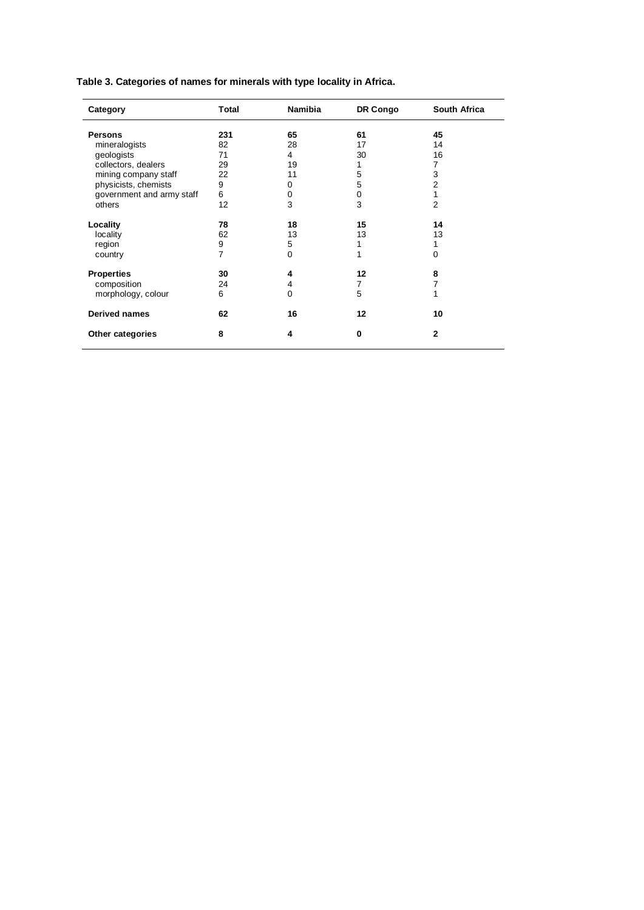**Table 3. Categories of names for minerals with type locality in Africa.**

| Category | Total | Namibia | DR Congo | South Africa |
|---|---|---|---|---|
| **Persons** | **231** | **65** | **61** | **45** |
| mineralogists | 82 | 28 | 17 | 14 |
| geologists | 71 | 4 | 30 | 16 |
| collectors, dealers | 29 | 19 | 1 | 7 |
| mining company staff | 22 | 11 | 5 | 3 |
| physicists, chemists | 9 | 0 | 5 | 2 |
| government and army staff | 6 | 0 | 0 | 1 |
| others | 12 | 3 | 3 | 2 |
| **Locality** | **78** | **18** | **15** | **14** |
| locality | 62 | 13 | 13 | 13 |
| region | 9 | 5 | 1 | 1 |
| country | 7 | 0 | 1 | 0 |
| **Properties** | **30** | **4** | **12** | **8** |
| composition | 24 | 4 | 7 | 7 |
| morphology, colour | 6 | 0 | 5 | 1 |
| **Derived names** | **62** | **16** | **12** | **10** |
| **Other categories** | **8** | **4** | **0** | **2** |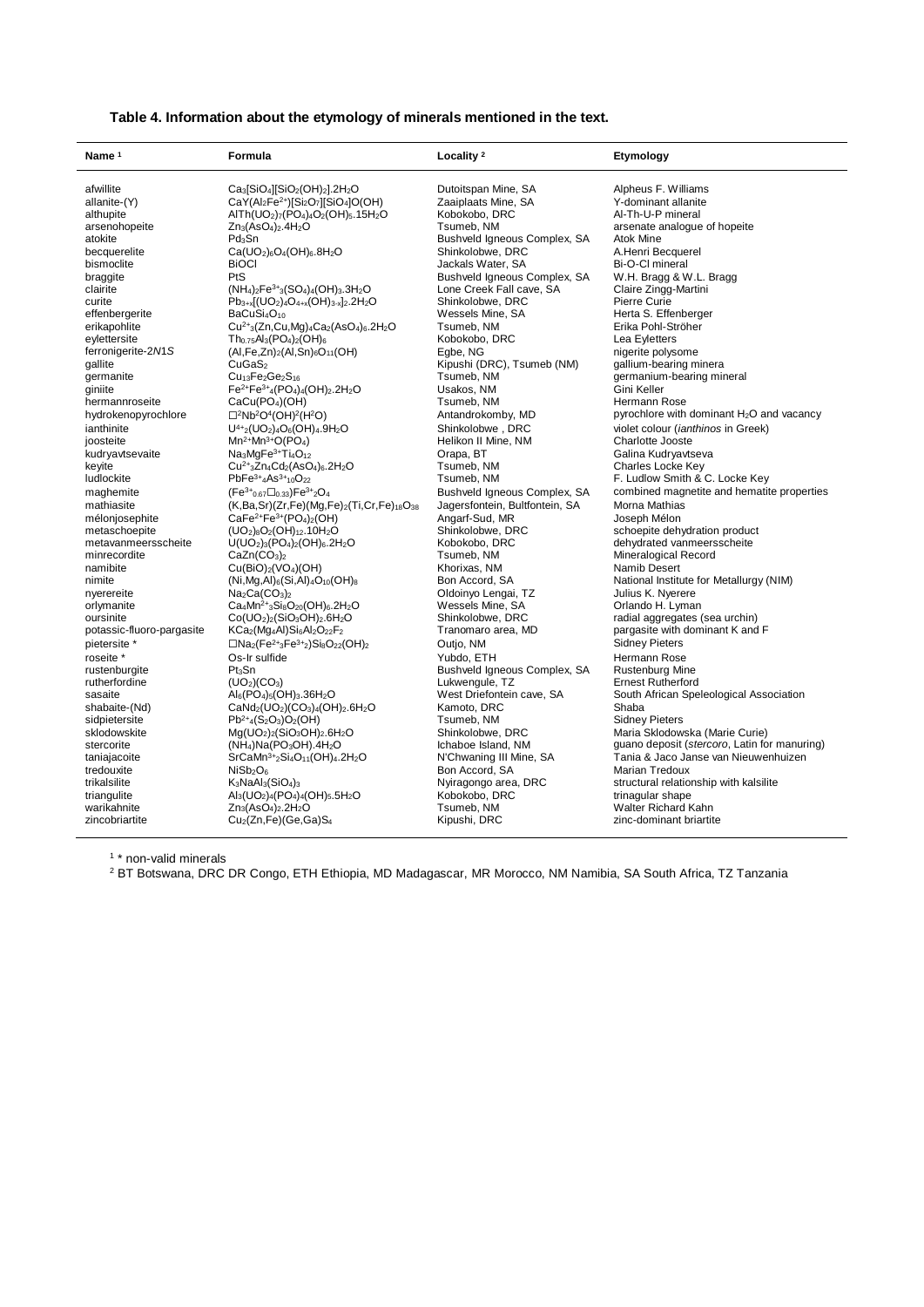**Table 4. Information about the etymology of minerals mentioned in the text.**

| Name [1] | Formula | Locality [2] | Etymology |
|---|---|---|---|
| afwillite | $Ca_3[SiO_4][SiO_2(OH)_2].2H_2O$ | Dutoitspan Mine, SA | Alpheus F. Williams |
| allanite-(Y) | $CaY(Al_2Fe^{2+})[Si_2O_7][SiO_4]O(OH)$ | Zaaiplaats Mine, SA | Y-dominant allanite |
| althupite | $AlTh(UO_2)_7(PO_4)_4O_2(OH)_5.15H_2O$ | Kobokobo, DRC | Al-Th-U-P mineral |
| arsenohopeite | $Zn_3(AsO_4)_2.4H_2O$ | Tsumeb, NM | arsenate analogue of hopeite |
| atokite | $Pd_3Sn$ | Bushveld Igneous Complex, SA | Atok Mine |
| becquerelite | $Ca(UO_2)_6O_4(OH)_6.8H_2O$ | Shinkolobwe, DRC | A.Henri Becquerel |
| bismoclite | $BiOCl$ | Jackals Water, SA | Bi-O-Cl mineral |
| braggite | $PtS$ | Bushveld Igneous Complex, SA | W.H. Bragg & W.L. Bragg |
| clairite | $(NH_4)_2Fe^{3+}_3(SO_4)_4(OH)_3.3H_2O$ | Lone Creek Fall cave, SA | Claire Zingg-Martini |
| curite | $Pb_{3+x}[(UO_2)_4O_{4+x}(OH)_{3-x}]_2.2H_2O$ | Shinkolobwe, DRC | Pierre Curie |
| effenbergerite | $BaCuSi_4O_{10}$ | Wessels Mine, SA | Herta S. Effenberger |
| erikapohlite | $Cu^{2+}_3(Zn,Cu,Mg)_4Ca_2(AsO_4)_6.2H_2O$ | Tsumeb, NM | Erika Pohl-Ströher |
| eylettersite | $Th_{0.75}Al_3(PO_4)_2(OH)_6$ | Kobokobo, DRC | Lea Eyletters |
| ferronigerite-2*N*1*S* | $(Al,Fe,Zn)_2(Al,Sn)_6O_{11}(OH)$ | Egbe, NG | nigerite polysome |
| gallite | $CuGaS_2$ | Kipushi (DRC), Tsumeb (NM) | gallium-bearing minera |
| germanite | $Cu_{13}Fe_2Ge_2S_{16}$ | Tsumeb, NM | germanium-bearing mineral |
| giniite | $Fe^{2+}Fe^{3+}_4(PO_4)_4(OH)_2.2H_2O$ | Usakos, NM | Gini Keller |
| hermannroseite | $CaCu(PO_4)(OH)$ | Tsumeb, NM | Hermann Rose |
| hydrokenopyrochlore | $\square^2Nb^2O^4(OH)^2(H^2O)$ | Antandrokomby, MD | pyrochlore with dominant $H_2O$ and vacancy |
| ianthinite | $U^{4+}_2(UO_2)_4O_6(OH)_4.9H_2O$ | Shinkolobwe , DRC | violet colour (*ianthinos* in Greek) |
| joosteite | $Mn^{2+}Mn^{3+}O(PO_4)$ | Helikon II Mine, NM | Charlotte Jooste |
| kudryavtsevaite | $Na_3MgFe^{3+}Ti_4O_{12}$ | Orapa, BT | Galina Kudryavtseva |
| keyite | $Cu^{2+}_3Zn_4Cd_2(AsO_4)_6.2H_2O$ | Tsumeb, NM | Charles Locke Key |
| ludlockite | $PbFe^{3+}_4As^{3+}_{10}O_{22}$ | Tsumeb, NM | F. Ludlow Smith & C. Locke Key |
| maghemite | $(Fe^{3+}_{0.67}\square_{0.33})Fe^{3+}_2O_4$ | Bushveld Igneous Complex, SA | combined magnetite and hematite properties |
| mathiasite | $(K,Ba,Sr)(Zr,Fe)(Mg,Fe)_2(Ti,Cr,Fe)_{18}O_{38}$ | Jagersfontein, Bultfontein, SA | Morna Mathias |
| mélonjosephite | $CaFe^{2+}Fe^{3+}(PO_4)_2(OH)$ | Angarf-Sud, MR | Joseph Mélon |
| metaschoepite | $(UO_2)_8O_2(OH)_{12}.10H_2O$ | Shinkolobwe, DRC | schoepite dehydration product |
| metavanmeersscheite | $U(UO_2)_3(PO_4)_2(OH)_6.2H_2O$ | Kobokobo, DRC | dehydrated vanmeersscheite |
| minrecordite | $CaZn(CO_3)_2$ | Tsumeb, NM | Mineralogical Record |
| namibite | $Cu(BiO)_2(VO_4)(OH)$ | Khorixas, NM | Namib Desert |
| nimite | $(Ni,Mg,Al)_6(Si,Al)_4O_{10}(OH)_8$ | Bon Accord, SA | National Institute for Metallurgy (NIM) |
| nyerereite | $Na_2Ca(CO_3)_2$ | Oldoinyo Lengai, TZ | Julius K. Nyerere |
| orlymanite | $Ca_4Mn^{2+}_3Si_8O_{20}(OH)_6.2H_2O$ | Wessels Mine, SA | Orlando H. Lyman |
| oursinite | $Co(UO_2)_2(SiO_3OH)_2.6H_2O$ | Shinkolobwe, DRC | radial aggregates (sea urchin) |
| potassic-fluoro-pargasite | $KCa_2(Mg_4Al)Si_6Al_2O_{22}F_2$ | Tranomaro area, MD | pargasite with dominant K and F |
| pietersite * | $\square Na_2(Fe^{2+}_3Fe^{3+}_2)Si_8O_{22}(OH)_2$ | Outjo, NM | Sidney Pieters |
| roseite * | Os-Ir sulfide | Yubdo, ETH | Hermann Rose |
| rustenburgite | $Pt_3Sn$ | Bushveld Igneous Complex, SA | Rustenburg Mine |
| rutherfordine | $(UO_2)(CO_3)$ | Lukwengule, TZ | Ernest Rutherford |
| sasaite | $Al_6(PO_4)_5(OH)_3.36H_2O$ | West Driefontein cave, SA | South African Speleological Association |
| shabaite-(Nd) | $CaNd_2(UO_2)(CO_3)_4(OH)_2.6H_2O$ | Kamoto, DRC | Shaba |
| sidpietersite | $Pb^{2+}_4(S_2O_3)O_2(OH)$ | Tsumeb, NM | Sidney Pieters |
| sklodowskite | $Mg(UO_2)_2(SiO_3OH)_2.6H_2O$ | Shinkolobwe, DRC | Maria Sklodowska (Marie Curie) |
| stercorite | $(NH_4)Na(PO_3OH).4H_2O$ | Ichaboe Island, NM | guano deposit (*stercoro*, Latin for manuring) |
| taniajacoite | $SrCaMn^{3+}_2Si_4O_{11}(OH)_4.2H_2O$ | N'Chwaning III Mine, SA | Tania & Jaco Janse van Nieuwenhuizen |
| tredouxite | $NiSb_2O_6$ | Bon Accord, SA | Marian Tredoux |
| trikalsilite | $K_3NaAl_3(SiO_4)_3$ | Nyiragongo area, DRC | structural relationship with kalsilite |
| triangulite | $Al_3(UO_2)_4(PO_4)_4(OH)_5.5H_2O$ | Kobokobo, DRC | trinagular shape |
| warikahnite | $Zn_3(AsO_4)_2.2H_2O$ | Tsumeb, NM | Walter Richard Kahn |
| zincobriartite | $Cu_2(Zn,Fe)(Ge,Ga)S_4$ | Kipushi, DRC | zinc-dominant briartite |

[1] * non-valid minerals

[2] BT Botswana, DRC DR Congo, ETH Ethiopia, MD Madagascar, MR Morocco, NM Namibia, SA South Africa, TZ Tanzania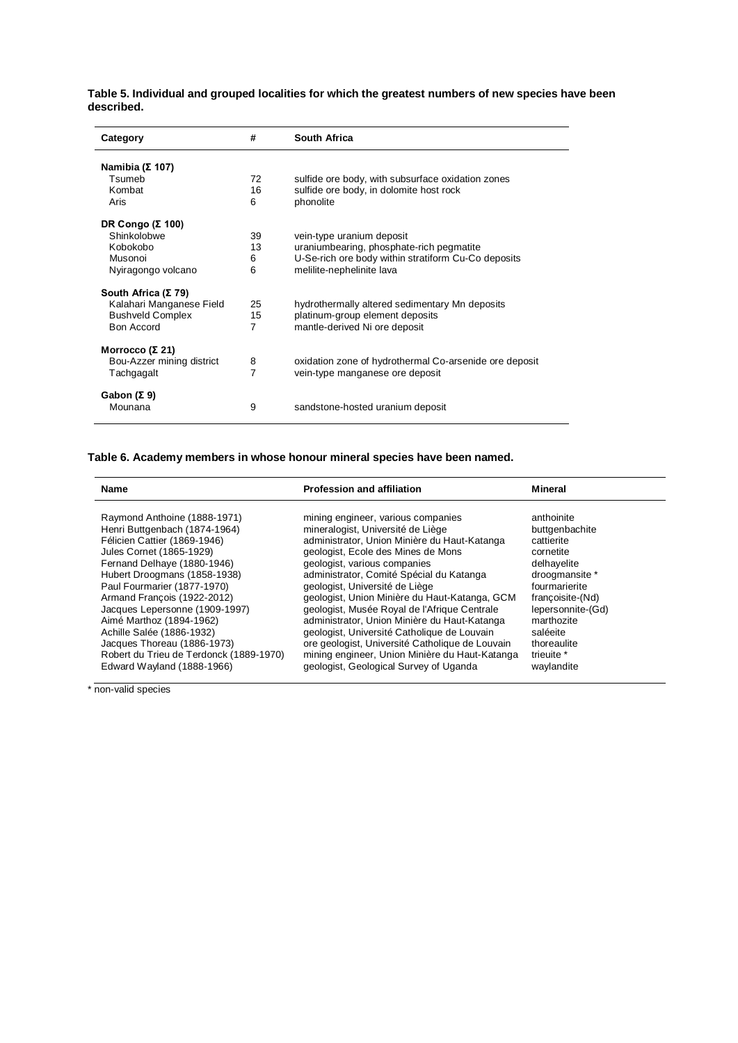**Table 5. Individual and grouped localities for which the greatest numbers of new species have been described.**

| Category | # | South Africa |
|---|---|---|
| **Namibia (Σ 107)** | | |
| Tsumeb | 72 | sulfide ore body, with subsurface oxidation zones |
| Kombat | 16 | sulfide ore body, in dolomite host rock |
| Aris | 6 | phonolite |
| **DR Congo (Σ 100)** | | |
| Shinkolobwe | 39 | vein-type uranium deposit |
| Kobokobo | 13 | uraniumbearing, phosphate-rich pegmatite |
| Musonoi | 6 | U-Se-rich ore body within stratiform Cu-Co deposits |
| Nyiragongo volcano | 6 | melilite-nephelinite lava |
| **South Africa (Σ 79)** | | |
| Kalahari Manganese Field | 25 | hydrothermally altered sedimentary Mn deposits |
| Bushveld Complex | 15 | platinum-group element deposits |
| Bon Accord | 7 | mantle-derived Ni ore deposit |
| **Morrocco (Σ 21)** | | |
| Bou-Azzer mining district | 8 | oxidation zone of hydrothermal Co-arsenide ore deposit |
| Tachgagalt | 7 | vein-type manganese ore deposit |
| **Gabon (Σ 9)** | | |
| Mounana | 9 | sandstone-hosted uranium deposit |

**Table 6. Academy members in whose honour mineral species have been named.**

| Name | Profession and affiliation | Mineral |
|---|---|---|
| Raymond Anthoine (1888-1971) | mining engineer, various companies | anthoinite |
| Henri Buttgenbach (1874-1964) | mineralogist, Université de Liège | buttgenbachite |
| Félicien Cattier (1869-1946) | administrator, Union Minière du Haut-Katanga | cattierite |
| Jules Cornet (1865-1929) | geologist, Ecole des Mines de Mons | cornetite |
| Fernand Delhaye (1880-1946) | geologist, various companies | delhayelite |
| Hubert Droogmans (1858-1938) | administrator, Comité Spécial du Katanga | droogmansite * |
| Paul Fourmarier (1877-1970) | geologist, Université de Liège | fourmarierite |
| Armand François (1922-2012) | geologist, Union Minière du Haut-Katanga, GCM | françoisite-(Nd) |
| Jacques Lepersonne (1909-1997) | geologist, Musée Royal de l'Afrique Centrale | lepersonnite-(Gd) |
| Aimé Marthoz (1894-1962) | administrator, Union Minière du Haut-Katanga | marthozite |
| Achille Salée (1886-1932) | geologist, Université Catholique de Louvain | saléeite |
| Jacques Thoreau (1886-1973) | ore geologist, Université Catholique de Louvain | thoreaulite |
| Robert du Trieu de Terdonck (1889-1970) | mining engineer, Union Minière du Haut-Katanga | trieuite * |
| Edward Wayland (1888-1966) | geologist, Geological Survey of Uganda | waylandite |

* non-valid species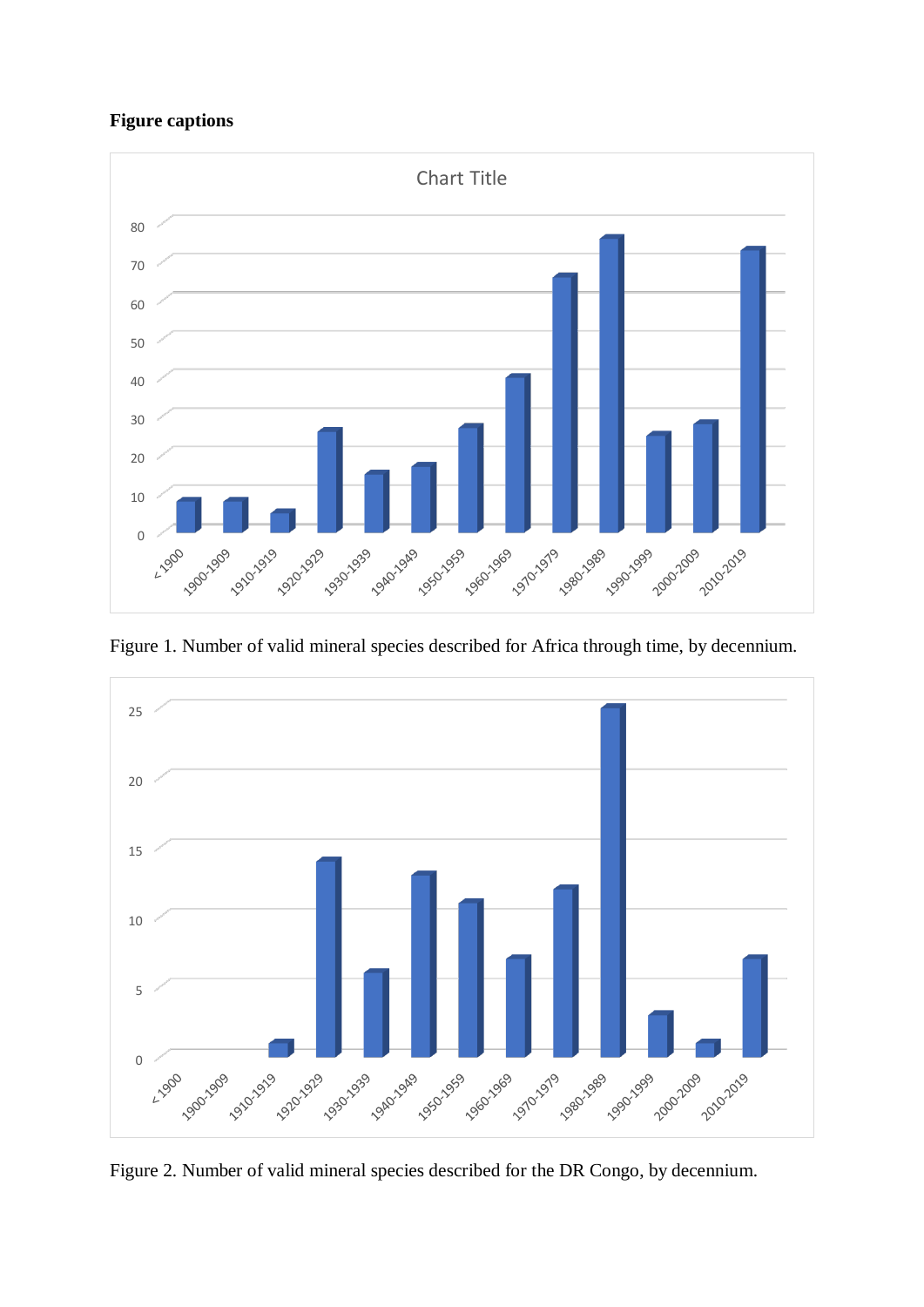**Figure captions**

Chart Title

80
70
60
50
40
30
20
10
0

< 1900
1900-1909
1910-1919
1920-1929
1930-1939
1940-1949
1950-1959
1960-1969
1970-1979
1980-1989
1990-1999
2000-2009
2010-2019

Figure 1. Number of valid mineral species described for Africa through time, by decennium.

25
20
15
10
5
0

< 1900
1900-1909
1910-1919
1920-1929
1930-1939
1940-1949
1950-1959
1960-1969
1970-1979
1980-1989
1990-1999
2000-2009
2010-2019

Figure 2. Number of valid mineral species described for the DR Congo, by decennium.